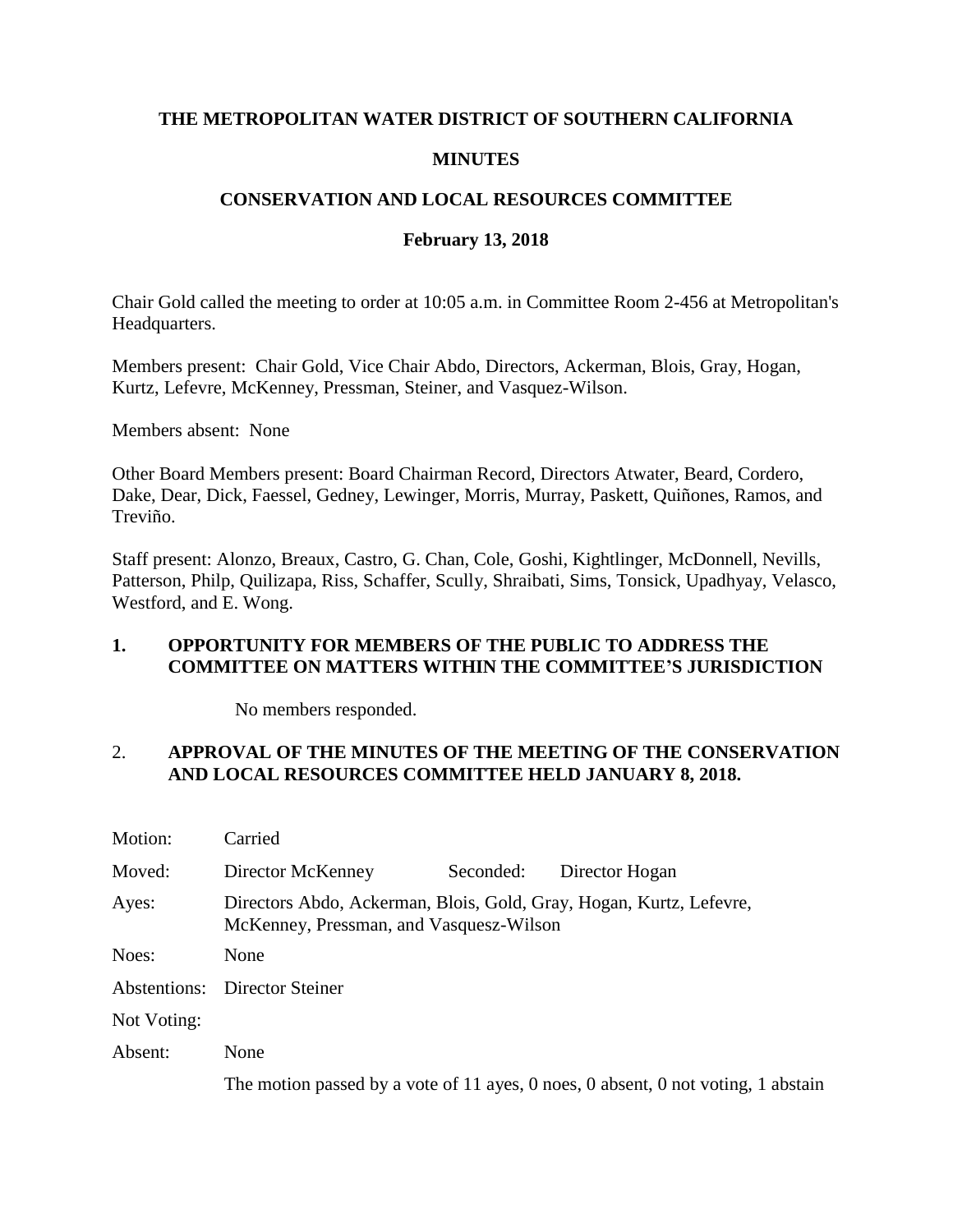# THE METROPOLITAN WATER DISTRICT OF SOUTHERN CALIFORNIA

## MINUTES

## CONSERVATION AND LOCAL RESOURCES COMMITTEE

### February 13, 2018

Chair Gold called the meeting to order at 10:05 a.m. in Committee Room 2-456 at Metropolitan's Headquarters.

Members present: Chair Gold, Vice Chair Abdo, Directors, Ackerman, Blois, Gray, Hogan, Kurtz, Lefevre, McKenney, Pressman, Steiner, and Vasquez-Wilson.

Members absent: None

Other Board Members present: Board Chairman Record, Directors Atwater, Beard, Cordero, Dake, Dear, Dick, Faessel, Gedney, Lewinger, Morris, Murray, Paskett, Quiñones, Ramos, and Treviño.

Staff present: Alonzo, Breaux, Castro, G. Chan, Cole, Goshi, Kightlinger, McDonnell, Nevills, Patterson, Philp, Quilizapa, Riss, Schaffer, Scully, Shraibati, Sims, Tonsick, Upadhyay, Velasco, Westford, and E. Wong.

**1. OPPORTUNITY FOR MEMBERS OF THE PUBLIC TO ADDRESS THE COMMITTEE ON MATTERS WITHIN THE COMMITTEE'S JURISDICTION**

No members responded.

2. **APPROVAL OF THE MINUTES OF THE MEETING OF THE CONSERVATION AND LOCAL RESOURCES COMMITTEE HELD JANUARY 8, 2018.**

| | | | |
|---|---|---|---|
| Motion: | Carried | | |
| Moved: | Director McKenney | Seconded: | Director Hogan |
| Ayes: | Directors Abdo, Ackerman, Blois, Gold, Gray, Hogan, Kurtz, Lefevre, McKenney, Pressman, and Vasquez-Wilson | | |
| Noes: | None | | |
| Abstentions: | Director Steiner | | |
| Not Voting: | | | |
| Absent: | None | | |

The motion passed by a vote of 11 ayes, 0 noes, 0 absent, 0 not voting, 1 abstain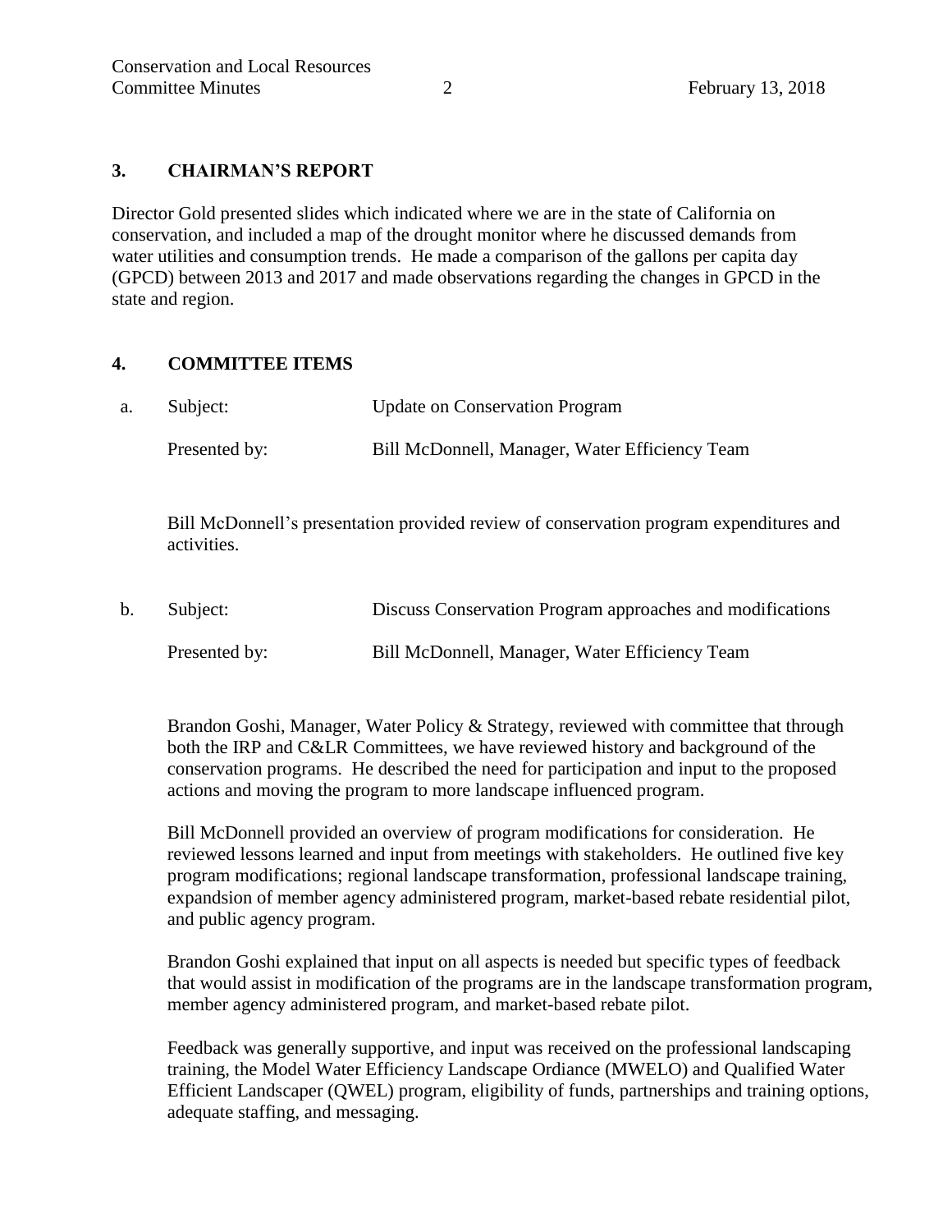## 3. CHAIRMAN'S REPORT

Director Gold presented slides which indicated where we are in the state of California on conservation, and included a map of the drought monitor where he discussed demands from water utilities and consumption trends. He made a comparison of the gallons per capita day (GPCD) between 2013 and 2017 and made observations regarding the changes in GPCD in the state and region.

## 4. COMMITTEE ITEMS

a. Subject: Update on Conservation Program

Presented by: Bill McDonnell, Manager, Water Efficiency Team

Bill McDonnell's presentation provided review of conservation program expenditures and activities.

b. Subject: Discuss Conservation Program approaches and modifications

Presented by: Bill McDonnell, Manager, Water Efficiency Team

Brandon Goshi, Manager, Water Policy & Strategy, reviewed with committee that through both the IRP and C&LR Committees, we have reviewed history and background of the conservation programs. He described the need for participation and input to the proposed actions and moving the program to more landscape influenced program.

Bill McDonnell provided an overview of program modifications for consideration. He reviewed lessons learned and input from meetings with stakeholders. He outlined five key program modifications; regional landscape transformation, professional landscape training, expandsion of member agency administered program, market-based rebate residential pilot, and public agency program.

Brandon Goshi explained that input on all aspects is needed but specific types of feedback that would assist in modification of the programs are in the landscape transformation program, member agency administered program, and market-based rebate pilot.

Feedback was generally supportive, and input was received on the professional landscaping training, the Model Water Efficiency Landscape Ordiance (MWELO) and Qualified Water Efficient Landscaper (QWEL) program, eligibility of funds, partnerships and training options, adequate staffing, and messaging.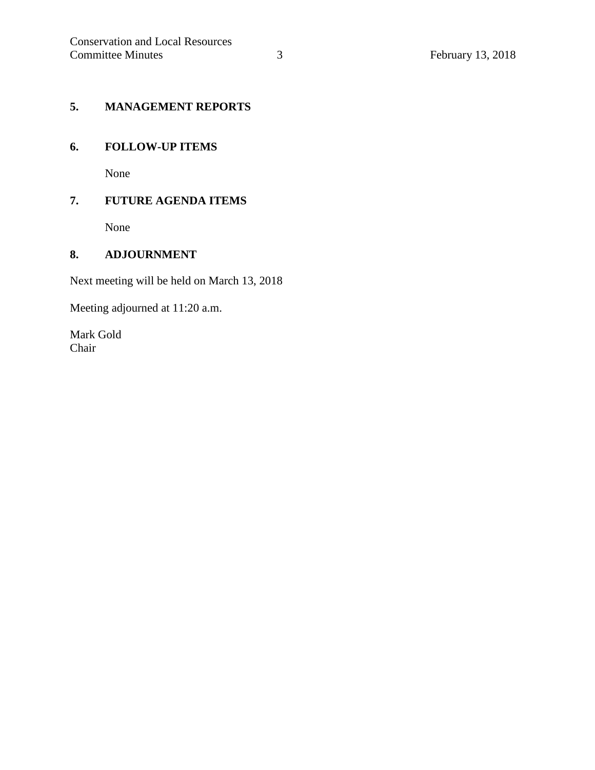## 5. MANAGEMENT REPORTS

## 6. FOLLOW-UP ITEMS

None

## 7. FUTURE AGENDA ITEMS

None

## 8. ADJOURNMENT

Next meeting will be held on March 13, 2018

Meeting adjourned at 11:20 a.m.

Mark Gold
Chair